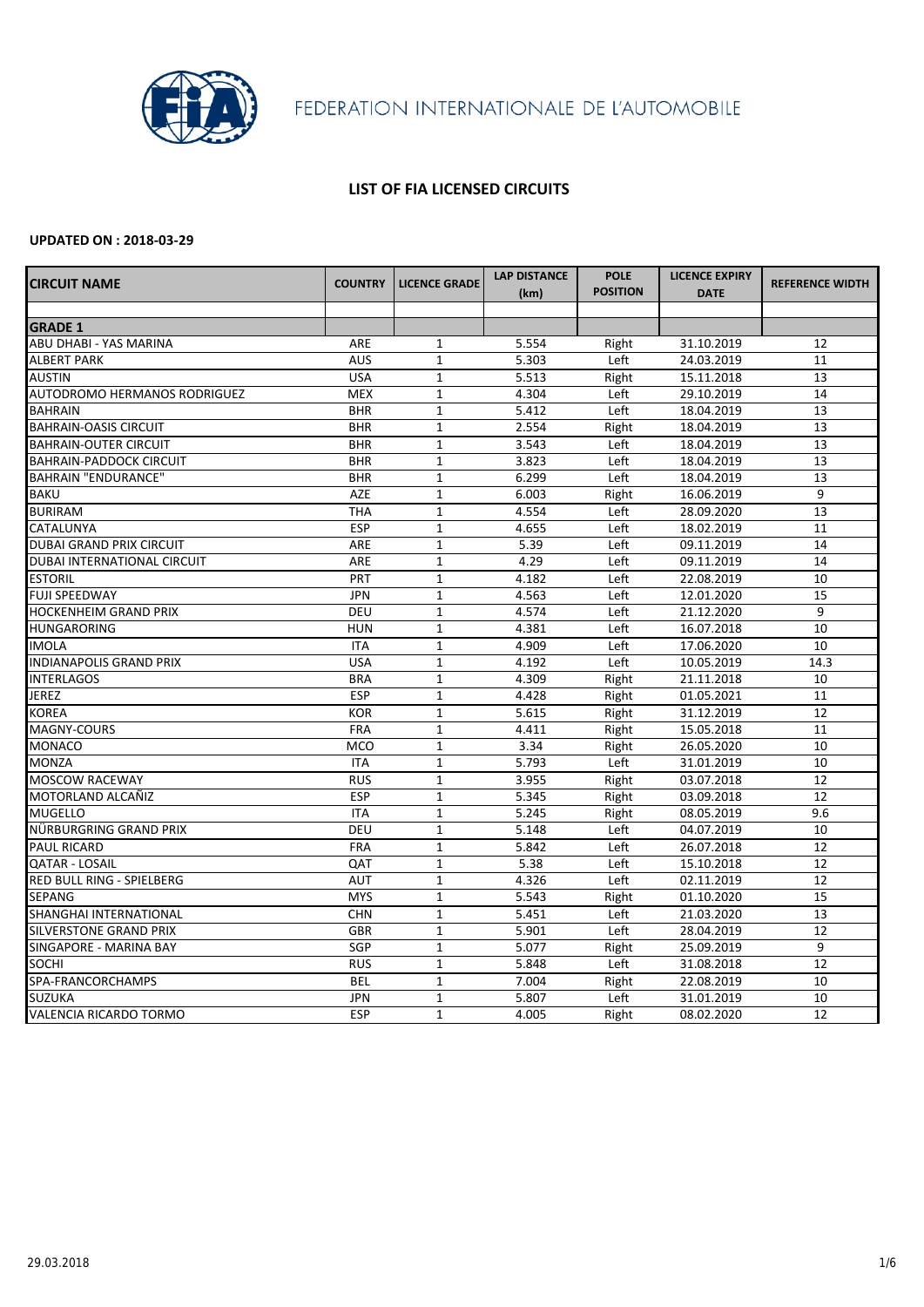FEDERATION INTERNATIONALE DE L'AUTOMOBILE

## LIST OF FIA LICENSED CIRCUITS

**UPDATED ON : 2018-03-29**

| CIRCUIT NAME | COUNTRY | LICENCE GRADE | LAP DISTANCE (km) | POLE POSITION | LICENCE EXPIRY DATE | REFERENCE WIDTH |
|---|---|---|---|---|---|---|
| | | | | | | |
| **GRADE 1** | | | | | | |
| ABU DHABI - YAS MARINA | ARE | 1 | 5.554 | Right | 31.10.2019 | 12 |
| ALBERT PARK | AUS | 1 | 5.303 | Left | 24.03.2019 | 11 |
| AUSTIN | USA | 1 | 5.513 | Right | 15.11.2018 | 13 |
| AUTODROMO HERMANOS RODRIGUEZ | MEX | 1 | 4.304 | Left | 29.10.2019 | 14 |
| BAHRAIN | BHR | 1 | 5.412 | Left | 18.04.2019 | 13 |
| BAHRAIN-OASIS CIRCUIT | BHR | 1 | 2.554 | Right | 18.04.2019 | 13 |
| BAHRAIN-OUTER CIRCUIT | BHR | 1 | 3.543 | Left | 18.04.2019 | 13 |
| BAHRAIN-PADDOCK CIRCUIT | BHR | 1 | 3.823 | Left | 18.04.2019 | 13 |
| BAHRAIN "ENDURANCE" | BHR | 1 | 6.299 | Left | 18.04.2019 | 13 |
| BAKU | AZE | 1 | 6.003 | Right | 16.06.2019 | 9 |
| BURIRAM | THA | 1 | 4.554 | Left | 28.09.2020 | 13 |
| CATALUNYA | ESP | 1 | 4.655 | Left | 18.02.2019 | 11 |
| DUBAI GRAND PRIX CIRCUIT | ARE | 1 | 5.39 | Left | 09.11.2019 | 14 |
| DUBAI INTERNATIONAL CIRCUIT | ARE | 1 | 4.29 | Left | 09.11.2019 | 14 |
| ESTORIL | PRT | 1 | 4.182 | Left | 22.08.2019 | 10 |
| FUJI SPEEDWAY | JPN | 1 | 4.563 | Left | 12.01.2020 | 15 |
| HOCKENHEIM GRAND PRIX | DEU | 1 | 4.574 | Left | 21.12.2020 | 9 |
| HUNGARORING | HUN | 1 | 4.381 | Left | 16.07.2018 | 10 |
| IMOLA | ITA | 1 | 4.909 | Left | 17.06.2020 | 10 |
| INDIANAPOLIS GRAND PRIX | USA | 1 | 4.192 | Left | 10.05.2019 | 14.3 |
| INTERLAGOS | BRA | 1 | 4.309 | Right | 21.11.2018 | 10 |
| JEREZ | ESP | 1 | 4.428 | Right | 01.05.2021 | 11 |
| KOREA | KOR | 1 | 5.615 | Right | 31.12.2019 | 12 |
| MAGNY-COURS | FRA | 1 | 4.411 | Right | 15.05.2018 | 11 |
| MONACO | MCO | 1 | 3.34 | Right | 26.05.2020 | 10 |
| MONZA | ITA | 1 | 5.793 | Left | 31.01.2019 | 10 |
| MOSCOW RACEWAY | RUS | 1 | 3.955 | Right | 03.07.2018 | 12 |
| MOTORLAND ALCAÑIZ | ESP | 1 | 5.345 | Right | 03.09.2018 | 12 |
| MUGELLO | ITA | 1 | 5.245 | Right | 08.05.2019 | 9.6 |
| NÜRBURGRING GRAND PRIX | DEU | 1 | 5.148 | Left | 04.07.2019 | 10 |
| PAUL RICARD | FRA | 1 | 5.842 | Left | 26.07.2018 | 12 |
| QATAR - LOSAIL | QAT | 1 | 5.38 | Left | 15.10.2018 | 12 |
| RED BULL RING - SPIELBERG | AUT | 1 | 4.326 | Left | 02.11.2019 | 12 |
| SEPANG | MYS | 1 | 5.543 | Right | 01.10.2020 | 15 |
| SHANGHAI INTERNATIONAL | CHN | 1 | 5.451 | Left | 21.03.2020 | 13 |
| SILVERSTONE GRAND PRIX | GBR | 1 | 5.901 | Left | 28.04.2019 | 12 |
| SINGAPORE - MARINA BAY | SGP | 1 | 5.077 | Right | 25.09.2019 | 9 |
| SOCHI | RUS | 1 | 5.848 | Left | 31.08.2018 | 12 |
| SPA-FRANCORCHAMPS | BEL | 1 | 7.004 | Right | 22.08.2019 | 10 |
| SUZUKA | JPN | 1 | 5.807 | Left | 31.01.2019 | 10 |
| VALENCIA RICARDO TORMO | ESP | 1 | 4.005 | Right | 08.02.2020 | 12 |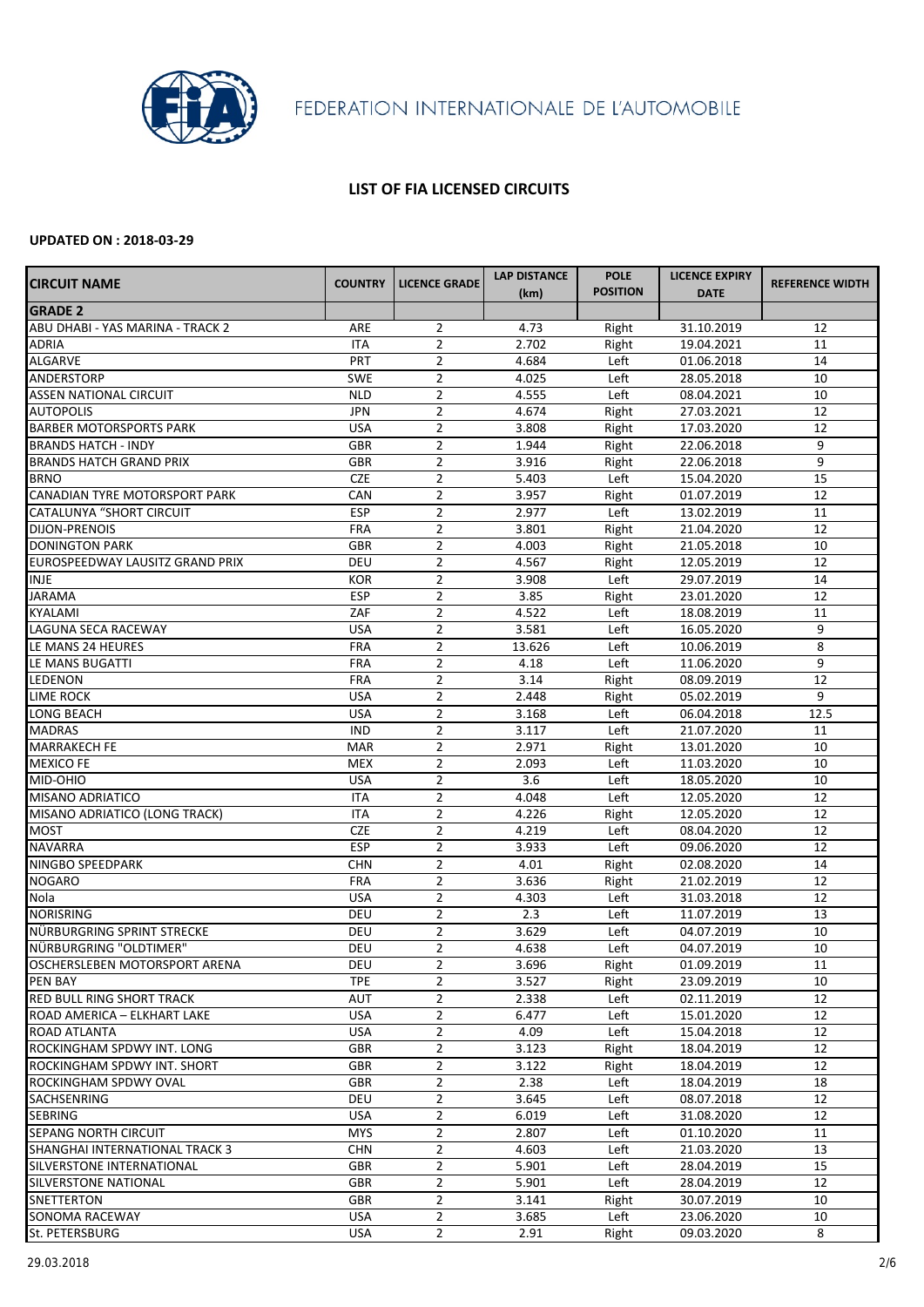FEDERATION INTERNATIONALE DE L'AUTOMOBILE

## LIST OF FIA LICENSED CIRCUITS

**UPDATED ON : 2018-03-29**

| CIRCUIT NAME | COUNTRY | LICENCE GRADE | LAP DISTANCE (km) | POLE POSITION | LICENCE EXPIRY DATE | REFERENCE WIDTH |
|---|---|---|---|---|---|---|
| **GRADE 2** | | | | | | |
| ABU DHABI - YAS MARINA - TRACK 2 | ARE | 2 | 4.73 | Right | 31.10.2019 | 12 |
| ADRIA | ITA | 2 | 2.702 | Right | 19.04.2021 | 11 |
| ALGARVE | PRT | 2 | 4.684 | Left | 01.06.2018 | 14 |
| ANDERSTORP | SWE | 2 | 4.025 | Left | 28.05.2018 | 10 |
| ASSEN NATIONAL CIRCUIT | NLD | 2 | 4.555 | Left | 08.04.2021 | 10 |
| AUTOPOLIS | JPN | 2 | 4.674 | Right | 27.03.2021 | 12 |
| BARBER MOTORSPORTS PARK | USA | 2 | 3.808 | Right | 17.03.2020 | 12 |
| BRANDS HATCH - INDY | GBR | 2 | 1.944 | Right | 22.06.2018 | 9 |
| BRANDS HATCH GRAND PRIX | GBR | 2 | 3.916 | Right | 22.06.2018 | 9 |
| BRNO | CZE | 2 | 5.403 | Left | 15.04.2020 | 15 |
| CANADIAN TYRE MOTORSPORT PARK | CAN | 2 | 3.957 | Right | 01.07.2019 | 12 |
| CATALUNYA "SHORT CIRCUIT | ESP | 2 | 2.977 | Left | 13.02.2019 | 11 |
| DIJON-PRENOIS | FRA | 2 | 3.801 | Right | 21.04.2020 | 12 |
| DONINGTON PARK | GBR | 2 | 4.003 | Right | 21.05.2018 | 10 |
| EUROSPEEDWAY LAUSITZ GRAND PRIX | DEU | 2 | 4.567 | Right | 12.05.2019 | 12 |
| INJE | KOR | 2 | 3.908 | Left | 29.07.2019 | 14 |
| JARAMA | ESP | 2 | 3.85 | Right | 23.01.2020 | 12 |
| KYALAMI | ZAF | 2 | 4.522 | Left | 18.08.2019 | 11 |
| LAGUNA SECA RACEWAY | USA | 2 | 3.581 | Left | 16.05.2020 | 9 |
| LE MANS 24 HEURES | FRA | 2 | 13.626 | Left | 10.06.2019 | 8 |
| LE MANS BUGATTI | FRA | 2 | 4.18 | Left | 11.06.2020 | 9 |
| LEDENON | FRA | 2 | 3.14 | Right | 08.09.2019 | 12 |
| LIME ROCK | USA | 2 | 2.448 | Right | 05.02.2019 | 9 |
| LONG BEACH | USA | 2 | 3.168 | Left | 06.04.2018 | 12.5 |
| MADRAS | IND | 2 | 3.117 | Left | 21.07.2020 | 11 |
| MARRAKECH FE | MAR | 2 | 2.971 | Right | 13.01.2020 | 10 |
| MEXICO FE | MEX | 2 | 2.093 | Left | 11.03.2020 | 10 |
| MID-OHIO | USA | 2 | 3.6 | Left | 18.05.2020 | 10 |
| MISANO ADRIATICO | ITA | 2 | 4.048 | Left | 12.05.2020 | 12 |
| MISANO ADRIATICO (LONG TRACK) | ITA | 2 | 4.226 | Right | 12.05.2020 | 12 |
| MOST | CZE | 2 | 4.219 | Left | 08.04.2020 | 12 |
| NAVARRA | ESP | 2 | 3.933 | Left | 09.06.2020 | 12 |
| NINGBO SPEEDPARK | CHN | 2 | 4.01 | Right | 02.08.2020 | 14 |
| NOGARO | FRA | 2 | 3.636 | Right | 21.02.2019 | 12 |
| Nola | USA | 2 | 4.303 | Left | 31.03.2018 | 12 |
| NORISRING | DEU | 2 | 2.3 | Left | 11.07.2019 | 13 |
| NÜRBURGRING SPRINT STRECKE | DEU | 2 | 3.629 | Left | 04.07.2019 | 10 |
| NÜRBURGRING "OLDTIMER" | DEU | 2 | 4.638 | Left | 04.07.2019 | 10 |
| OSCHERSLEBEN MOTORSPORT ARENA | DEU | 2 | 3.696 | Right | 01.09.2019 | 11 |
| PEN BAY | TPE | 2 | 3.527 | Right | 23.09.2019 | 10 |
| RED BULL RING SHORT TRACK | AUT | 2 | 2.338 | Left | 02.11.2019 | 12 |
| ROAD AMERICA – ELKHART LAKE | USA | 2 | 6.477 | Left | 15.01.2020 | 12 |
| ROAD ATLANTA | USA | 2 | 4.09 | Left | 15.04.2018 | 12 |
| ROCKINGHAM SPDWY INT. LONG | GBR | 2 | 3.123 | Right | 18.04.2019 | 12 |
| ROCKINGHAM SPDWY INT. SHORT | GBR | 2 | 3.122 | Right | 18.04.2019 | 12 |
| ROCKINGHAM SPDWY OVAL | GBR | 2 | 2.38 | Left | 18.04.2019 | 18 |
| SACHSENRING | DEU | 2 | 3.645 | Left | 08.07.2018 | 12 |
| SEBRING | USA | 2 | 6.019 | Left | 31.08.2020 | 12 |
| SEPANG NORTH CIRCUIT | MYS | 2 | 2.807 | Left | 01.10.2020 | 11 |
| SHANGHAI INTERNATIONAL TRACK 3 | CHN | 2 | 4.603 | Left | 21.03.2020 | 13 |
| SILVERSTONE INTERNATIONAL | GBR | 2 | 5.901 | Left | 28.04.2019 | 15 |
| SILVERSTONE NATIONAL | GBR | 2 | 5.901 | Left | 28.04.2019 | 12 |
| SNETTERTON | GBR | 2 | 3.141 | Right | 30.07.2019 | 10 |
| SONOMA RACEWAY | USA | 2 | 3.685 | Left | 23.06.2020 | 10 |
| St. PETERSBURG | USA | 2 | 2.91 | Right | 09.03.2020 | 8 |

29.03.2018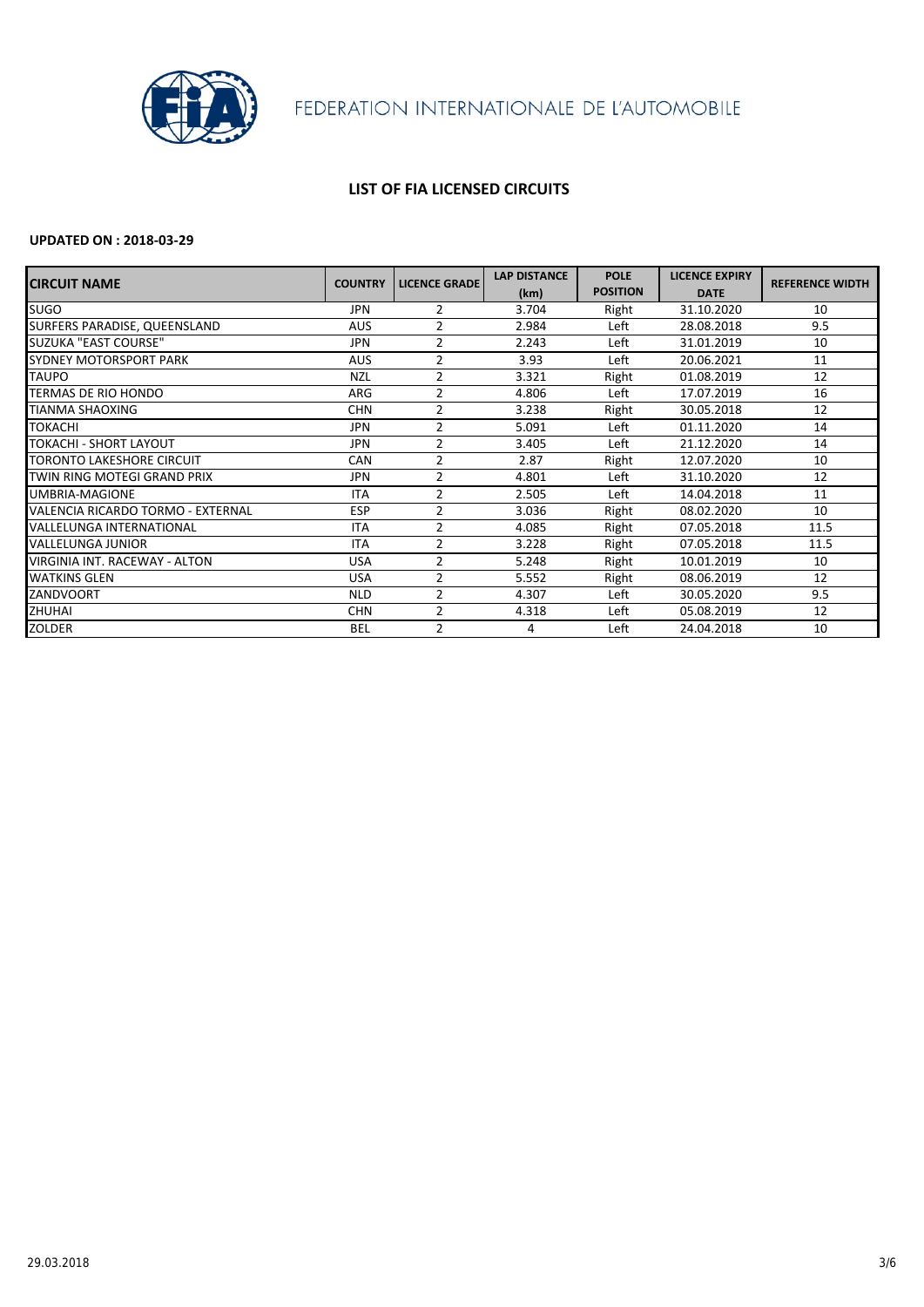FEDERATION INTERNATIONALE DE L'AUTOMOBILE

## LIST OF FIA LICENSED CIRCUITS

**UPDATED ON : 2018-03-29**

| CIRCUIT NAME | COUNTRY | LICENCE GRADE | LAP DISTANCE (km) | POLE POSITION | LICENCE EXPIRY DATE | REFERENCE WIDTH |
|---|---|---|---|---|---|---|
| SUGO | JPN | 2 | 3.704 | Right | 31.10.2020 | 10 |
| SURFERS PARADISE, QUEENSLAND | AUS | 2 | 2.984 | Left | 28.08.2018 | 9.5 |
| SUZUKA "EAST COURSE" | JPN | 2 | 2.243 | Left | 31.01.2019 | 10 |
| SYDNEY MOTORSPORT PARK | AUS | 2 | 3.93 | Left | 20.06.2021 | 11 |
| TAUPO | NZL | 2 | 3.321 | Right | 01.08.2019 | 12 |
| TERMAS DE RIO HONDO | ARG | 2 | 4.806 | Left | 17.07.2019 | 16 |
| TIANMA SHAOXING | CHN | 2 | 3.238 | Right | 30.05.2018 | 12 |
| TOKACHI | JPN | 2 | 5.091 | Left | 01.11.2020 | 14 |
| TOKACHI - SHORT LAYOUT | JPN | 2 | 3.405 | Left | 21.12.2020 | 14 |
| TORONTO LAKESHORE CIRCUIT | CAN | 2 | 2.87 | Right | 12.07.2020 | 10 |
| TWIN RING MOTEGI GRAND PRIX | JPN | 2 | 4.801 | Left | 31.10.2020 | 12 |
| UMBRIA-MAGIONE | ITA | 2 | 2.505 | Left | 14.04.2018 | 11 |
| VALENCIA RICARDO TORMO - EXTERNAL | ESP | 2 | 3.036 | Right | 08.02.2020 | 10 |
| VALLELUNGA INTERNATIONAL | ITA | 2 | 4.085 | Right | 07.05.2018 | 11.5 |
| VALLELUNGA JUNIOR | ITA | 2 | 3.228 | Right | 07.05.2018 | 11.5 |
| VIRGINIA INT. RACEWAY - ALTON | USA | 2 | 5.248 | Right | 10.01.2019 | 10 |
| WATKINS GLEN | USA | 2 | 5.552 | Right | 08.06.2019 | 12 |
| ZANDVOORT | NLD | 2 | 4.307 | Left | 30.05.2020 | 9.5 |
| ZHUHAI | CHN | 2 | 4.318 | Left | 05.08.2019 | 12 |
| ZOLDER | BEL | 2 | 4 | Left | 24.04.2018 | 10 |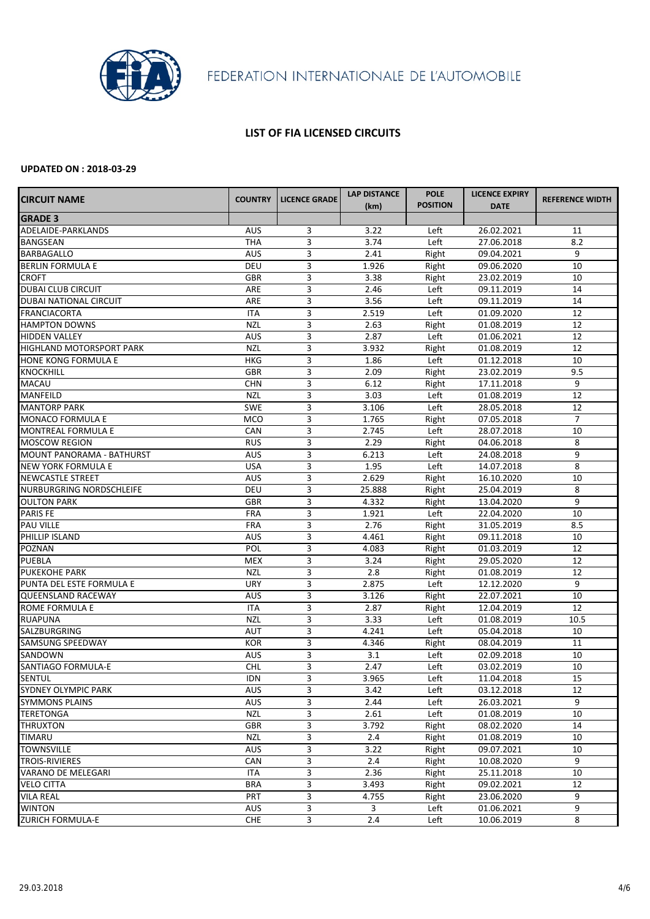FEDERATION INTERNATIONALE DE L'AUTOMOBILE

## LIST OF FIA LICENSED CIRCUITS

**UPDATED ON : 2018-03-29**

| CIRCUIT NAME | COUNTRY | LICENCE GRADE | LAP DISTANCE (km) | POLE POSITION | LICENCE EXPIRY DATE | REFERENCE WIDTH |
|---|---|---|---|---|---|---|
| **GRADE 3** | | | | | | |
| ADELAIDE-PARKLANDS | AUS | 3 | 3.22 | Left | 26.02.2021 | 11 |
| BANGSEAN | THA | 3 | 3.74 | Left | 27.06.2018 | 8.2 |
| BARBAGALLO | AUS | 3 | 2.41 | Right | 09.04.2021 | 9 |
| BERLIN FORMULA E | DEU | 3 | 1.926 | Right | 09.06.2020 | 10 |
| CROFT | GBR | 3 | 3.38 | Right | 23.02.2019 | 10 |
| DUBAI CLUB CIRCUIT | ARE | 3 | 2.46 | Left | 09.11.2019 | 14 |
| DUBAI NATIONAL CIRCUIT | ARE | 3 | 3.56 | Left | 09.11.2019 | 14 |
| FRANCIACORTA | ITA | 3 | 2.519 | Left | 01.09.2020 | 12 |
| HAMPTON DOWNS | NZL | 3 | 2.63 | Right | 01.08.2019 | 12 |
| HIDDEN VALLEY | AUS | 3 | 2.87 | Left | 01.06.2021 | 12 |
| HIGHLAND MOTORSPORT PARK | NZL | 3 | 3.932 | Right | 01.08.2019 | 12 |
| HONE KONG FORMULA E | HKG | 3 | 1.86 | Left | 01.12.2018 | 10 |
| KNOCKHILL | GBR | 3 | 2.09 | Right | 23.02.2019 | 9.5 |
| MACAU | CHN | 3 | 6.12 | Right | 17.11.2018 | 9 |
| MANFEILD | NZL | 3 | 3.03 | Left | 01.08.2019 | 12 |
| MANTORP PARK | SWE | 3 | 3.106 | Left | 28.05.2018 | 12 |
| MONACO FORMULA E | MCO | 3 | 1.765 | Right | 07.05.2018 | 7 |
| MONTREAL FORMULA E | CAN | 3 | 2.745 | Left | 28.07.2018 | 10 |
| MOSCOW REGION | RUS | 3 | 2.29 | Right | 04.06.2018 | 8 |
| MOUNT PANORAMA - BATHURST | AUS | 3 | 6.213 | Left | 24.08.2018 | 9 |
| NEW YORK FORMULA E | USA | 3 | 1.95 | Left | 14.07.2018 | 8 |
| NEWCASTLE STREET | AUS | 3 | 2.629 | Right | 16.10.2020 | 10 |
| NURBURGRING NORDSCHLEIFE | DEU | 3 | 25.888 | Right | 25.04.2019 | 8 |
| OULTON PARK | GBR | 3 | 4.332 | Right | 13.04.2020 | 9 |
| PARIS FE | FRA | 3 | 1.921 | Left | 22.04.2020 | 10 |
| PAU VILLE | FRA | 3 | 2.76 | Right | 31.05.2019 | 8.5 |
| PHILLIP ISLAND | AUS | 3 | 4.461 | Right | 09.11.2018 | 10 |
| POZNAN | POL | 3 | 4.083 | Right | 01.03.2019 | 12 |
| PUEBLA | MEX | 3 | 3.24 | Right | 29.05.2020 | 12 |
| PUKEKOHE PARK | NZL | 3 | 2.8 | Right | 01.08.2019 | 12 |
| PUNTA DEL ESTE FORMULA E | URY | 3 | 2.875 | Left | 12.12.2020 | 9 |
| QUEENSLAND RACEWAY | AUS | 3 | 3.126 | Right | 22.07.2021 | 10 |
| ROME FORMULA E | ITA | 3 | 2.87 | Right | 12.04.2019 | 12 |
| RUAPUNA | NZL | 3 | 3.33 | Left | 01.08.2019 | 10.5 |
| SALZBURGRING | AUT | 3 | 4.241 | Left | 05.04.2018 | 10 |
| SAMSUNG SPEEDWAY | KOR | 3 | 4.346 | Right | 08.04.2019 | 11 |
| SANDOWN | AUS | 3 | 3.1 | Left | 02.09.2018 | 10 |
| SANTIAGO FORMULA-E | CHL | 3 | 2.47 | Left | 03.02.2019 | 10 |
| SENTUL | IDN | 3 | 3.965 | Left | 11.04.2018 | 15 |
| SYDNEY OLYMPIC PARK | AUS | 3 | 3.42 | Left | 03.12.2018 | 12 |
| SYMMONS PLAINS | AUS | 3 | 2.44 | Left | 26.03.2021 | 9 |
| TERETONGA | NZL | 3 | 2.61 | Left | 01.08.2019 | 10 |
| THRUXTON | GBR | 3 | 3.792 | Right | 08.02.2020 | 14 |
| TIMARU | NZL | 3 | 2.4 | Right | 01.08.2019 | 10 |
| TOWNSVILLE | AUS | 3 | 3.22 | Right | 09.07.2021 | 10 |
| TROIS-RIVIERES | CAN | 3 | 2.4 | Right | 10.08.2020 | 9 |
| VARANO DE MELEGARI | ITA | 3 | 2.36 | Right | 25.11.2018 | 10 |
| VELO CITTA | BRA | 3 | 3.493 | Right | 09.02.2021 | 12 |
| VILA REAL | PRT | 3 | 4.755 | Right | 23.06.2020 | 9 |
| WINTON | AUS | 3 | 3 | Left | 01.06.2021 | 9 |
| ZURICH FORMULA-E | CHE | 3 | 2.4 | Left | 10.06.2019 | 8 |

29.03.2018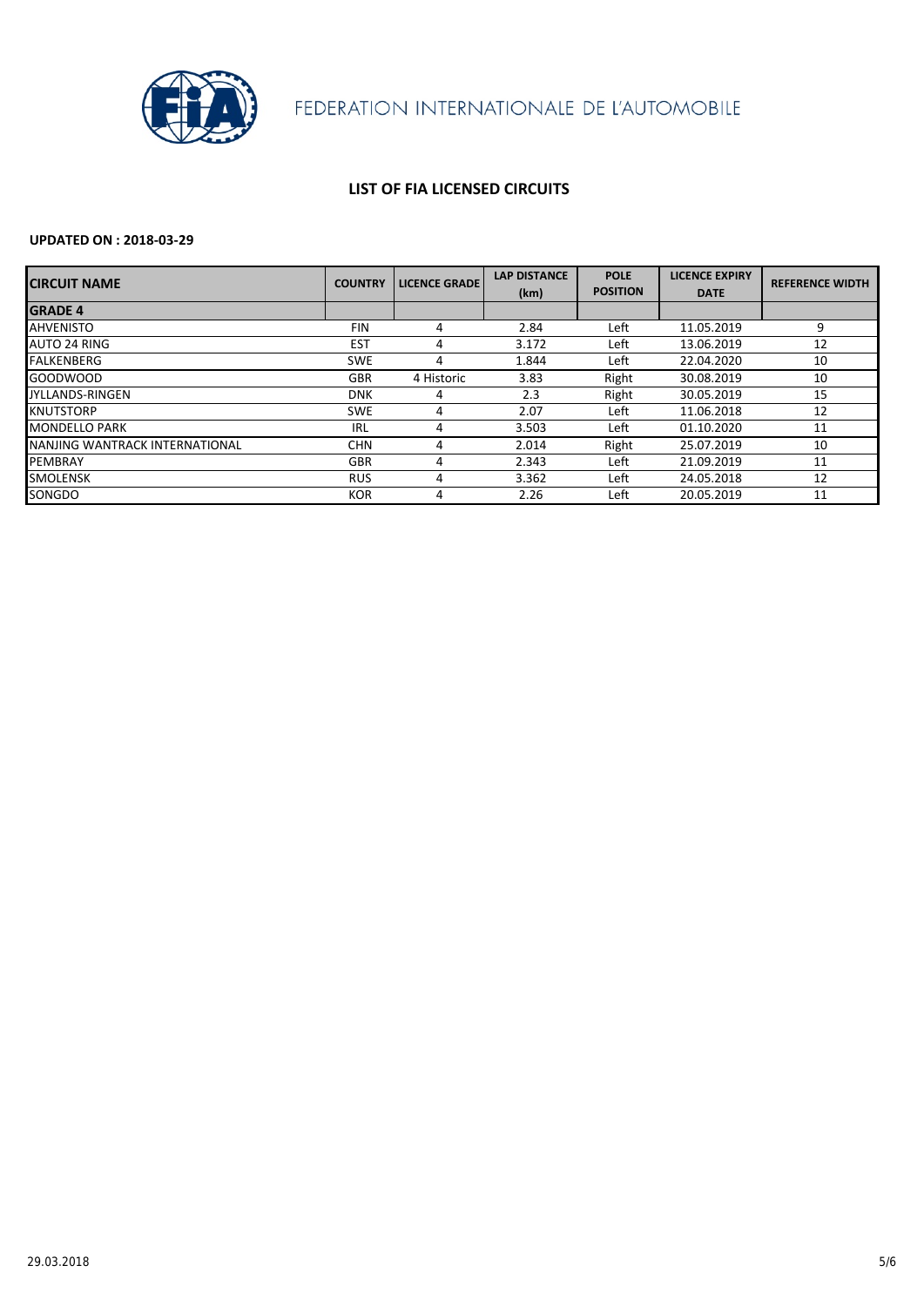FEDERATION INTERNATIONALE DE L'AUTOMOBILE

## LIST OF FIA LICENSED CIRCUITS

**UPDATED ON : 2018-03-29**

| CIRCUIT NAME | COUNTRY | LICENCE GRADE | LAP DISTANCE (km) | POLE POSITION | LICENCE EXPIRY DATE | REFERENCE WIDTH |
|---|---|---|---|---|---|---|
| **GRADE 4** | | | | | | |
| AHVENISTO | FIN | 4 | 2.84 | Left | 11.05.2019 | 9 |
| AUTO 24 RING | EST | 4 | 3.172 | Left | 13.06.2019 | 12 |
| FALKENBERG | SWE | 4 | 1.844 | Left | 22.04.2020 | 10 |
| GOODWOOD | GBR | 4 Historic | 3.83 | Right | 30.08.2019 | 10 |
| JYLLANDS-RINGEN | DNK | 4 | 2.3 | Right | 30.05.2019 | 15 |
| KNUTSTORP | SWE | 4 | 2.07 | Left | 11.06.2018 | 12 |
| MONDELLO PARK | IRL | 4 | 3.503 | Left | 01.10.2020 | 11 |
| NANJING WANTRACK INTERNATIONAL | CHN | 4 | 2.014 | Right | 25.07.2019 | 10 |
| PEMBRAY | GBR | 4 | 2.343 | Left | 21.09.2019 | 11 |
| SMOLENSK | RUS | 4 | 3.362 | Left | 24.05.2018 | 12 |
| SONGDO | KOR | 4 | 2.26 | Left | 20.05.2019 | 11 |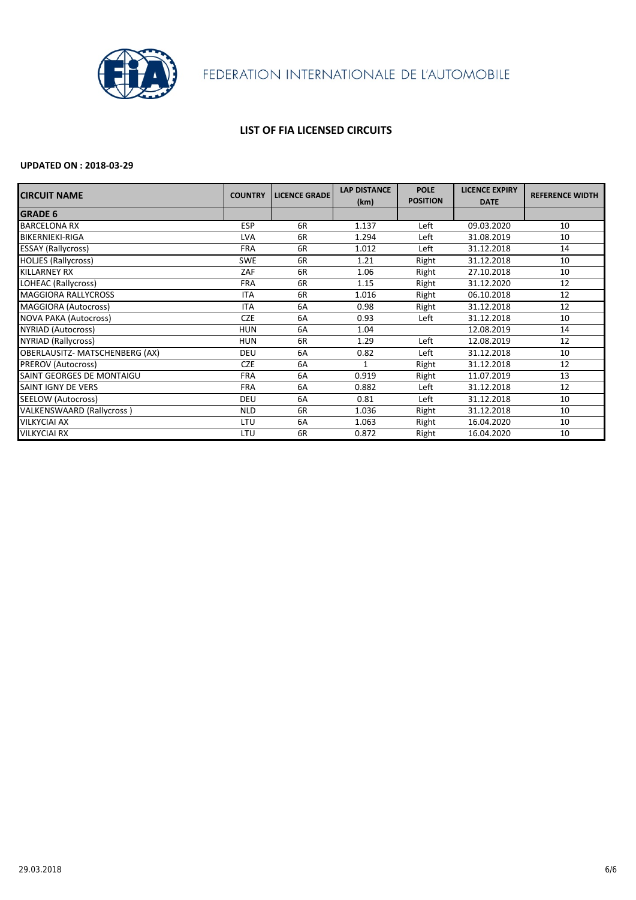FEDERATION INTERNATIONALE DE L'AUTOMOBILE

## LIST OF FIA LICENSED CIRCUITS

**UPDATED ON : 2018-03-29**

| CIRCUIT NAME | COUNTRY | LICENCE GRADE | LAP DISTANCE (km) | POLE POSITION | LICENCE EXPIRY DATE | REFERENCE WIDTH |
|---|---|---|---|---|---|---|
| **GRADE 6** | | | | | | |
| BARCELONA RX | ESP | 6R | 1.137 | Left | 09.03.2020 | 10 |
| BIKERNIEKI-RIGA | LVA | 6R | 1.294 | Left | 31.08.2019 | 10 |
| ESSAY (Rallycross) | FRA | 6R | 1.012 | Left | 31.12.2018 | 14 |
| HOLJES (Rallycross) | SWE | 6R | 1.21 | Right | 31.12.2018 | 10 |
| KILLARNEY RX | ZAF | 6R | 1.06 | Right | 27.10.2018 | 10 |
| LOHEAC (Rallycross) | FRA | 6R | 1.15 | Right | 31.12.2020 | 12 |
| MAGGIORA RALLYCROSS | ITA | 6R | 1.016 | Right | 06.10.2018 | 12 |
| MAGGIORA (Autocross) | ITA | 6A | 0.98 | Right | 31.12.2018 | 12 |
| NOVA PAKA (Autocross) | CZE | 6A | 0.93 | Left | 31.12.2018 | 10 |
| NYRIAD (Autocross) | HUN | 6A | 1.04 | | 12.08.2019 | 14 |
| NYRIAD (Rallycross) | HUN | 6R | 1.29 | Left | 12.08.2019 | 12 |
| OBERLAUSITZ- MATSCHENBERG (AX) | DEU | 6A | 0.82 | Left | 31.12.2018 | 10 |
| PREROV (Autocross) | CZE | 6A | 1 | Right | 31.12.2018 | 12 |
| SAINT GEORGES DE MONTAIGU | FRA | 6A | 0.919 | Right | 11.07.2019 | 13 |
| SAINT IGNY DE VERS | FRA | 6A | 0.882 | Left | 31.12.2018 | 12 |
| SEELOW (Autocross) | DEU | 6A | 0.81 | Left | 31.12.2018 | 10 |
| VALKENSWAARD (Rallycross ) | NLD | 6R | 1.036 | Right | 31.12.2018 | 10 |
| VILKYCIAI AX | LTU | 6A | 1.063 | Right | 16.04.2020 | 10 |
| VILKYCIAI RX | LTU | 6R | 0.872 | Right | 16.04.2020 | 10 |